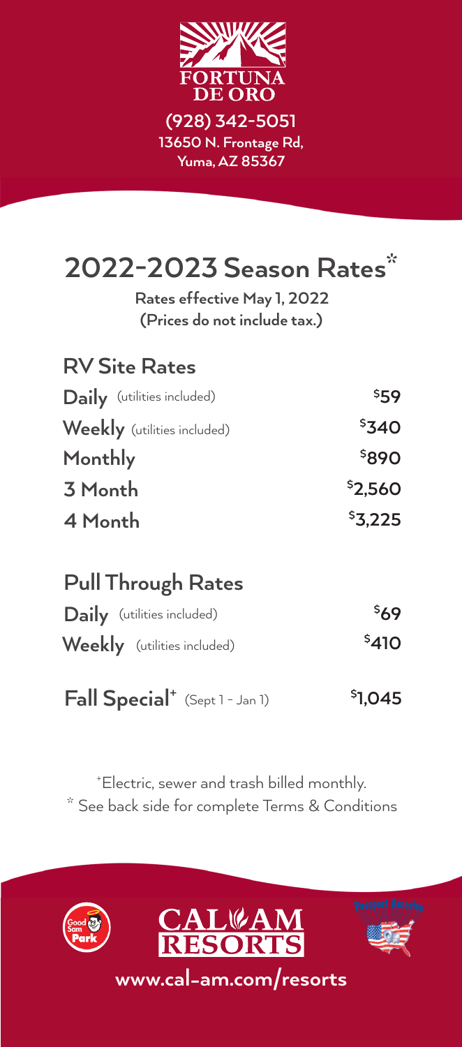FORTUNA DE ORO

**(928) 342-5051**
**13650 N. Frontage Rd, Yuma, AZ 85367**

# 2022-2023 Season Rates*

**Rates effective May 1, 2022**
**(Prices do not include tax.)**

## RV Site Rates

| | |
|---|---|
| **Daily** (utilities included) | $59 |
| **Weekly** (utilities included) | $340 |
| **Monthly** | $890 |
| **3 Month** | $2,560 |
| **4 Month** | $3,225 |

## Pull Through Rates

| | |
|---|---|
| **Daily** (utilities included) | $69 |
| **Weekly** (utilities included) | $410 |

| | |
|---|---|
| **Fall Special**+ (Sept 1 - Jan 1) | $1,045 |

+Electric, sewer and trash billed monthly.
* See back side for complete Terms & Conditions

Good Sam Park | CAL-AM RESORTS | Passport America

**www.cal-am.com/resorts**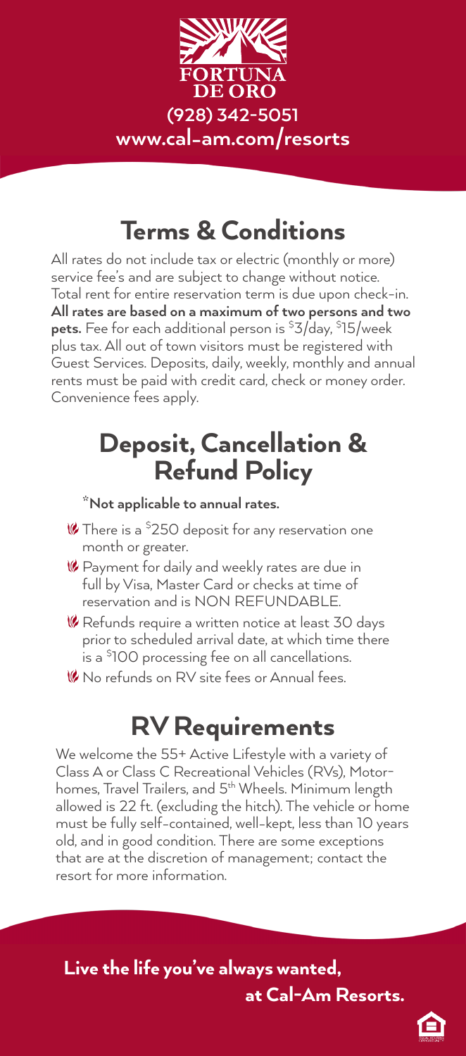FORTUNA DE ORO

(928) 342-5051

www.cal-am.com/resorts

# Terms & Conditions

All rates do not include tax or electric (monthly or more) service fee's and are subject to change without notice. Total rent for entire reservation term is due upon check-in. **All rates are based on a maximum of two persons and two pets.** Fee for each additional person is $3/day, $15/week plus tax. All out of town visitors must be registered with Guest Services. Deposits, daily, weekly, monthly and annual rents must be paid with credit card, check or money order. Convenience fees apply.

# Deposit, Cancellation & Refund Policy

**\*Not applicable to annual rates.**

- There is a $250 deposit for any reservation one month or greater.
- Payment for daily and weekly rates are due in full by Visa, Master Card or checks at time of reservation and is NON REFUNDABLE.
- Refunds require a written notice at least 30 days prior to scheduled arrival date, at which time there is a $100 processing fee on all cancellations.
- No refunds on RV site fees or Annual fees.

# RV Requirements

We welcome the 55+ Active Lifestyle with a variety of Class A or Class C Recreational Vehicles (RVs), Motorhomes, Travel Trailers, and 5th Wheels. Minimum length allowed is 22 ft. (excluding the hitch). The vehicle or home must be fully self-contained, well-kept, less than 10 years old, and in good condition. There are some exceptions that are at the discretion of management; contact the resort for more information.

**Live the life you've always wanted, at Cal-Am Resorts.**